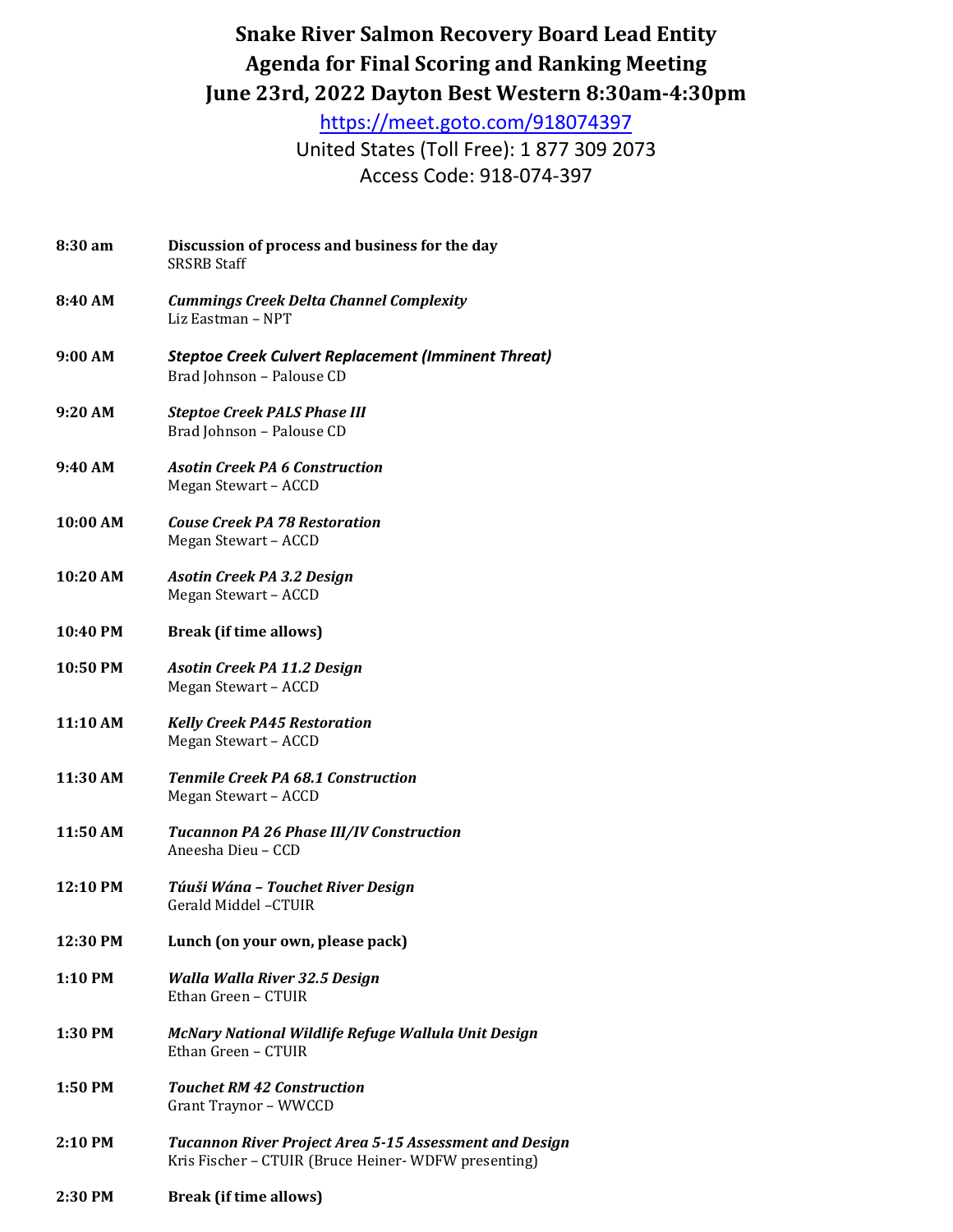# Snake River Salmon Recovery Board Lead Entity
# Agenda for Final Scoring and Ranking Meeting
# June 23rd, 2022 Dayton Best Western 8:30am-4:30pm

https://meet.goto.com/918074397

United States (Toll Free): 1 877 309 2073

Access Code: 918-074-397

**8:30 am** **Discussion of process and business for the day**
SRSRB Staff

**8:40 AM** ***Cummings Creek Delta Channel Complexity***
Liz Eastman – NPT

**9:00 AM** ***Steptoe Creek Culvert Replacement (Imminent Threat)***
Brad Johnson – Palouse CD

**9:20 AM** ***Steptoe Creek PALS Phase III***
Brad Johnson – Palouse CD

**9:40 AM** ***Asotin Creek PA 6 Construction***
Megan Stewart – ACCD

**10:00 AM** ***Couse Creek PA 78 Restoration***
Megan Stewart – ACCD

**10:20 AM** ***Asotin Creek PA 3.2 Design***
Megan Stewart – ACCD

**10:40 PM** **Break (if time allows)**

**10:50 PM** ***Asotin Creek PA 11.2 Design***
Megan Stewart – ACCD

**11:10 AM** ***Kelly Creek PA45 Restoration***
Megan Stewart – ACCD

**11:30 AM** ***Tenmile Creek PA 68.1 Construction***
Megan Stewart – ACCD

**11:50 AM** ***Tucannon PA 26 Phase III/IV Construction***
Aneesha Dieu – CCD

**12:10 PM** ***Túuši Wána – Touchet River Design***
Gerald Middel –CTUIR

**12:30 PM** **Lunch (on your own, please pack)**

**1:10 PM** ***Walla Walla River 32.5 Design***
Ethan Green – CTUIR

**1:30 PM** ***McNary National Wildlife Refuge Wallula Unit Design***
Ethan Green – CTUIR

**1:50 PM** ***Touchet RM 42 Construction***
Grant Traynor – WWCCD

**2:10 PM** ***Tucannon River Project Area 5-15 Assessment and Design***
Kris Fischer – CTUIR (Bruce Heiner- WDFW presenting)

**2:30 PM** **Break (if time allows)**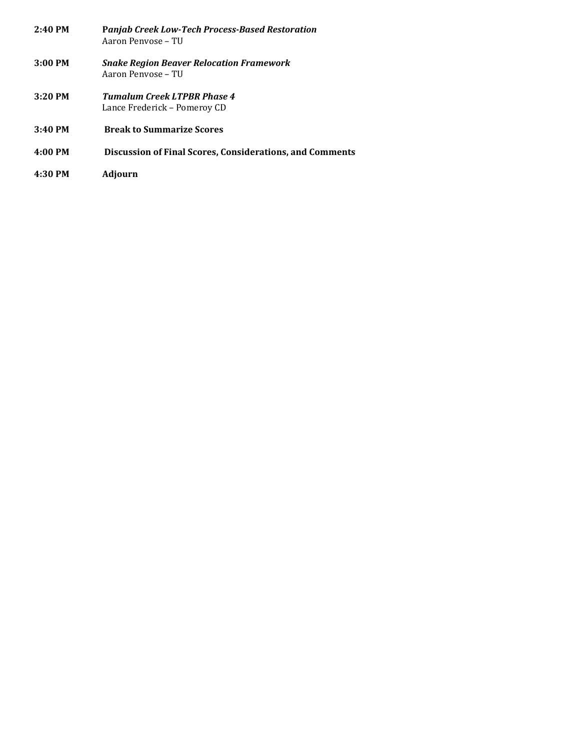**2:40 PM** ***Panjab Creek Low-Tech Process-Based Restoration***
Aaron Penvose – TU

**3:00 PM** ***Snake Region Beaver Relocation Framework***
Aaron Penvose – TU

**3:20 PM** ***Tumalum Creek LTPBR Phase 4***
Lance Frederick – Pomeroy CD

**3:40 PM** **Break to Summarize Scores**

**4:00 PM** **Discussion of Final Scores, Considerations, and Comments**

**4:30 PM** **Adjourn**